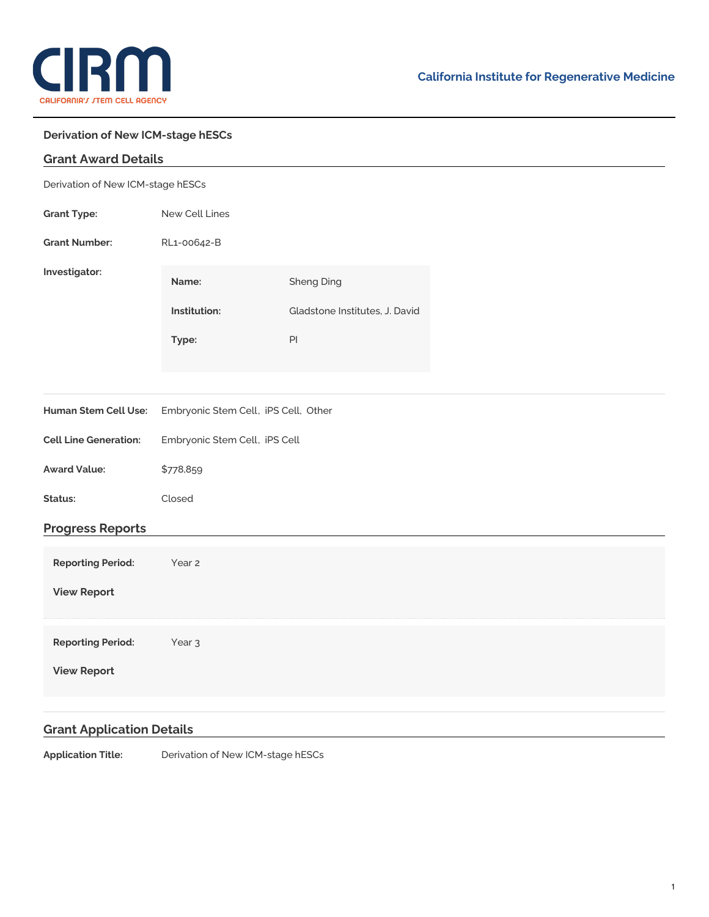California Institute for Regenerative Medicine

**Derivation of New ICM-stage hESCs**

## Grant Award Details

Derivation of New ICM-stage hESCs

| | |
|---|---|
| **Grant Type:** | New Cell Lines |
| **Grant Number:** | RL1-00642-B |
| **Investigator:** | **Name:** Sheng Ding<br>**Institution:** Gladstone Institutes, J. David<br>**Type:** PI |
| **Human Stem Cell Use:** | Embryonic Stem Cell, iPS Cell, Other |
| **Cell Line Generation:** | Embryonic Stem Cell, iPS Cell |
| **Award Value:** | $778,859 |
| **Status:** | Closed |

## Progress Reports

**Reporting Period:** Year 2

**View Report**

**Reporting Period:** Year 3

**View Report**

## Grant Application Details

**Application Title:** Derivation of New ICM-stage hESCs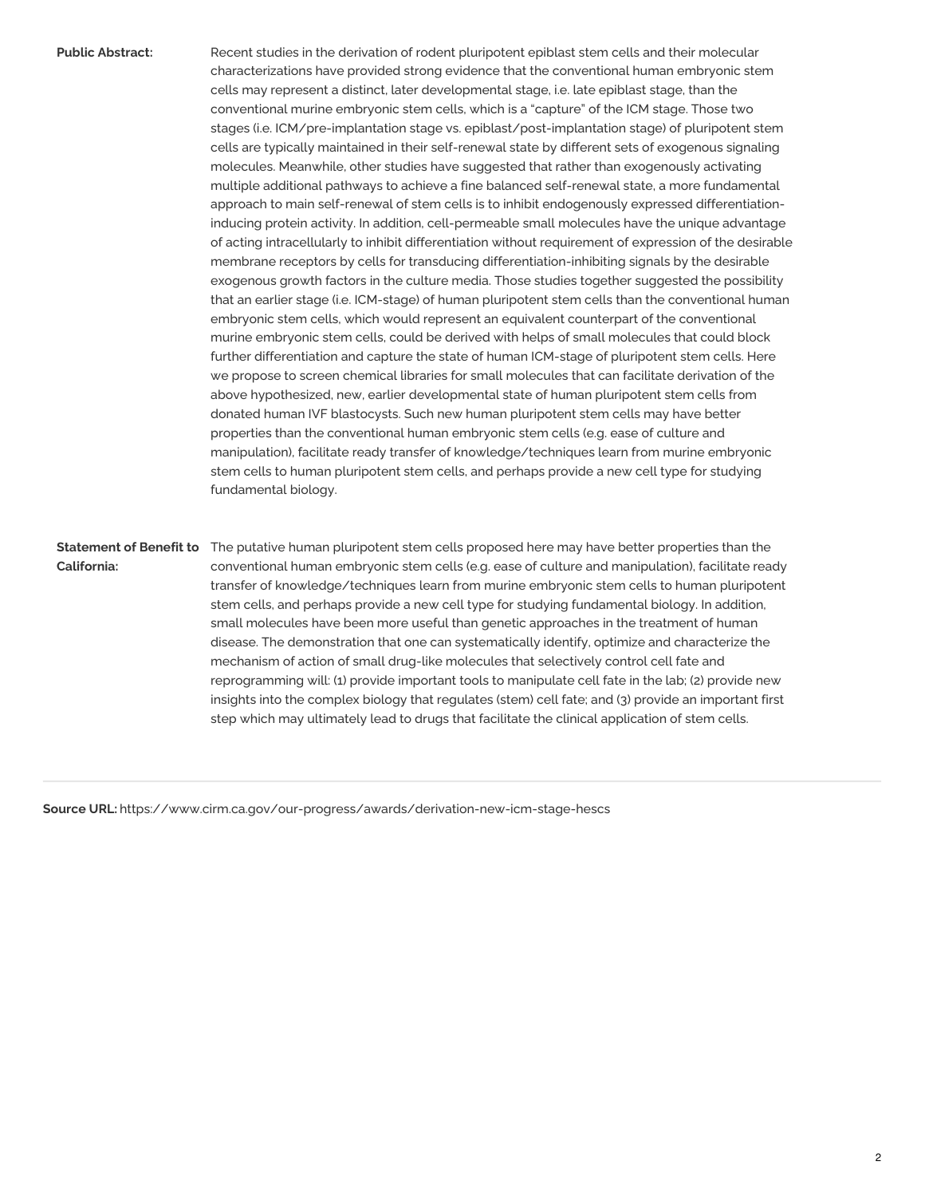**Public Abstract:**

Recent studies in the derivation of rodent pluripotent epiblast stem cells and their molecular characterizations have provided strong evidence that the conventional human embryonic stem cells may represent a distinct, later developmental stage, i.e. late epiblast stage, than the conventional murine embryonic stem cells, which is a "capture" of the ICM stage. Those two stages (i.e. ICM/pre-implantation stage vs. epiblast/post-implantation stage) of pluripotent stem cells are typically maintained in their self-renewal state by different sets of exogenous signaling molecules. Meanwhile, other studies have suggested that rather than exogenously activating multiple additional pathways to achieve a fine balanced self-renewal state, a more fundamental approach to main self-renewal of stem cells is to inhibit endogenously expressed differentiation-inducing protein activity. In addition, cell-permeable small molecules have the unique advantage of acting intracellularly to inhibit differentiation without requirement of expression of the desirable membrane receptors by cells for transducing differentiation-inhibiting signals by the desirable exogenous growth factors in the culture media. Those studies together suggested the possibility that an earlier stage (i.e. ICM-stage) of human pluripotent stem cells than the conventional human embryonic stem cells, which would represent an equivalent counterpart of the conventional murine embryonic stem cells, could be derived with helps of small molecules that could block further differentiation and capture the state of human ICM-stage of pluripotent stem cells. Here we propose to screen chemical libraries for small molecules that can facilitate derivation of the above hypothesized, new, earlier developmental state of human pluripotent stem cells from donated human IVF blastocysts. Such new human pluripotent stem cells may have better properties than the conventional human embryonic stem cells (e.g. ease of culture and manipulation), facilitate ready transfer of knowledge/techniques learn from murine embryonic stem cells to human pluripotent stem cells, and perhaps provide a new cell type for studying fundamental biology.

**Statement of Benefit to California:**

The putative human pluripotent stem cells proposed here may have better properties than the conventional human embryonic stem cells (e.g. ease of culture and manipulation), facilitate ready transfer of knowledge/techniques learn from murine embryonic stem cells to human pluripotent stem cells, and perhaps provide a new cell type for studying fundamental biology. In addition, small molecules have been more useful than genetic approaches in the treatment of human disease. The demonstration that one can systematically identify, optimize and characterize the mechanism of action of small drug-like molecules that selectively control cell fate and reprogramming will: (1) provide important tools to manipulate cell fate in the lab; (2) provide new insights into the complex biology that regulates (stem) cell fate; and (3) provide an important first step which may ultimately lead to drugs that facilitate the clinical application of stem cells.

---

**Source URL:** https://www.cirm.ca.gov/our-progress/awards/derivation-new-icm-stage-hescs